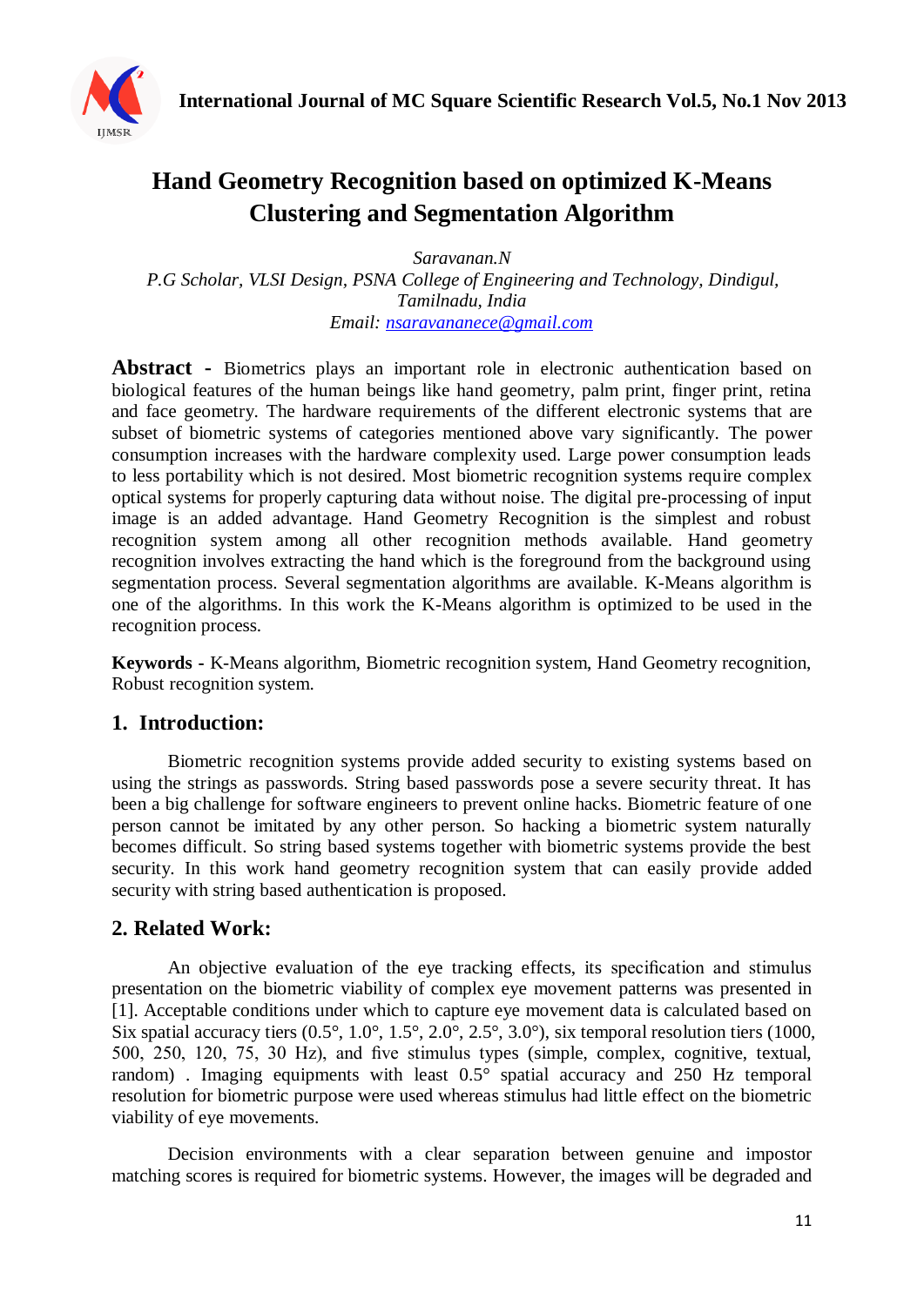# Hand Geometry Recognition based on optimized K-Means Clustering and Segmentation Algorithm

*Saravanan.N*
*P.G Scholar, VLSI Design, PSNA College of Engineering and Technology, Dindigul, Tamilnadu, India*
*Email: nsaravananece@gmail.com*

**Abstract -** Biometrics plays an important role in electronic authentication based on biological features of the human beings like hand geometry, palm print, finger print, retina and face geometry. The hardware requirements of the different electronic systems that are subset of biometric systems of categories mentioned above vary significantly. The power consumption increases with the hardware complexity used. Large power consumption leads to less portability which is not desired. Most biometric recognition systems require complex optical systems for properly capturing data without noise. The digital pre-processing of input image is an added advantage. Hand Geometry Recognition is the simplest and robust recognition system among all other recognition methods available. Hand geometry recognition involves extracting the hand which is the foreground from the background using segmentation process. Several segmentation algorithms are available. K-Means algorithm is one of the algorithms. In this work the K-Means algorithm is optimized to be used in the recognition process.

**Keywords -** K-Means algorithm, Biometric recognition system, Hand Geometry recognition, Robust recognition system.

## 1. Introduction:

Biometric recognition systems provide added security to existing systems based on using the strings as passwords. String based passwords pose a severe security threat. It has been a big challenge for software engineers to prevent online hacks. Biometric feature of one person cannot be imitated by any other person. So hacking a biometric system naturally becomes difficult. So string based systems together with biometric systems provide the best security. In this work hand geometry recognition system that can easily provide added security with string based authentication is proposed.

## 2. Related Work:

An objective evaluation of the eye tracking effects, its specification and stimulus presentation on the biometric viability of complex eye movement patterns was presented in [1]. Acceptable conditions under which to capture eye movement data is calculated based on Six spatial accuracy tiers (0.5°, 1.0°, 1.5°, 2.0°, 2.5°, 3.0°), six temporal resolution tiers (1000, 500, 250, 120, 75, 30 Hz), and five stimulus types (simple, complex, cognitive, textual, random) . Imaging equipments with least 0.5° spatial accuracy and 250 Hz temporal resolution for biometric purpose were used whereas stimulus had little effect on the biometric viability of eye movements.

Decision environments with a clear separation between genuine and impostor matching scores is required for biometric systems. However, the images will be degraded and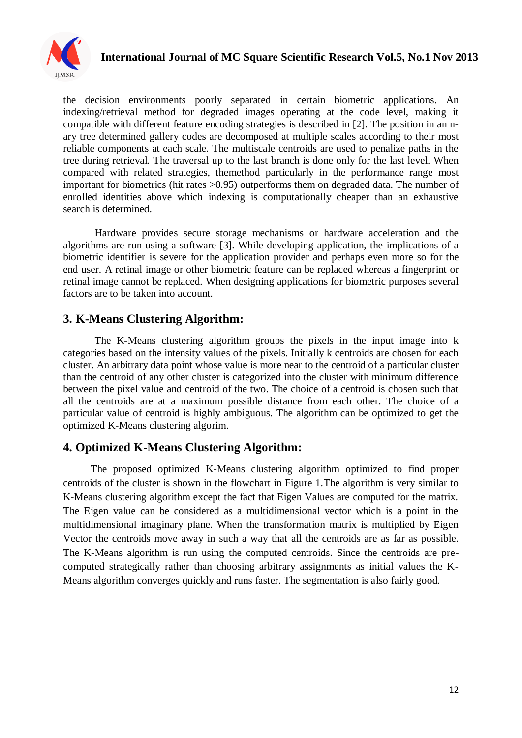the decision environments poorly separated in certain biometric applications. An indexing/retrieval method for degraded images operating at the code level, making it compatible with different feature encoding strategies is described in [2]. The position in an n-ary tree determined gallery codes are decomposed at multiple scales according to their most reliable components at each scale. The multiscale centroids are used to penalize paths in the tree during retrieval. The traversal up to the last branch is done only for the last level. When compared with related strategies, themethod particularly in the performance range most important for biometrics (hit rates >0.95) outperforms them on degraded data. The number of enrolled identities above which indexing is computationally cheaper than an exhaustive search is determined.

Hardware provides secure storage mechanisms or hardware acceleration and the algorithms are run using a software [3]. While developing application, the implications of a biometric identifier is severe for the application provider and perhaps even more so for the end user. A retinal image or other biometric feature can be replaced whereas a fingerprint or retinal image cannot be replaced. When designing applications for biometric purposes several factors are to be taken into account.

## 3. K-Means Clustering Algorithm:

The K-Means clustering algorithm groups the pixels in the input image into k categories based on the intensity values of the pixels. Initially k centroids are chosen for each cluster. An arbitrary data point whose value is more near to the centroid of a particular cluster than the centroid of any other cluster is categorized into the cluster with minimum difference between the pixel value and centroid of the two. The choice of a centroid is chosen such that all the centroids are at a maximum possible distance from each other. The choice of a particular value of centroid is highly ambiguous. The algorithm can be optimized to get the optimized K-Means clustering algorim.

## 4. Optimized K-Means Clustering Algorithm:

The proposed optimized K-Means clustering algorithm optimized to find proper centroids of the cluster is shown in the flowchart in Figure 1.The algorithm is very similar to K-Means clustering algorithm except the fact that Eigen Values are computed for the matrix. The Eigen value can be considered as a multidimensional vector which is a point in the multidimensional imaginary plane. When the transformation matrix is multiplied by Eigen Vector the centroids move away in such a way that all the centroids are as far as possible. The K-Means algorithm is run using the computed centroids. Since the centroids are pre-computed strategically rather than choosing arbitrary assignments as initial values the K-Means algorithm converges quickly and runs faster. The segmentation is also fairly good.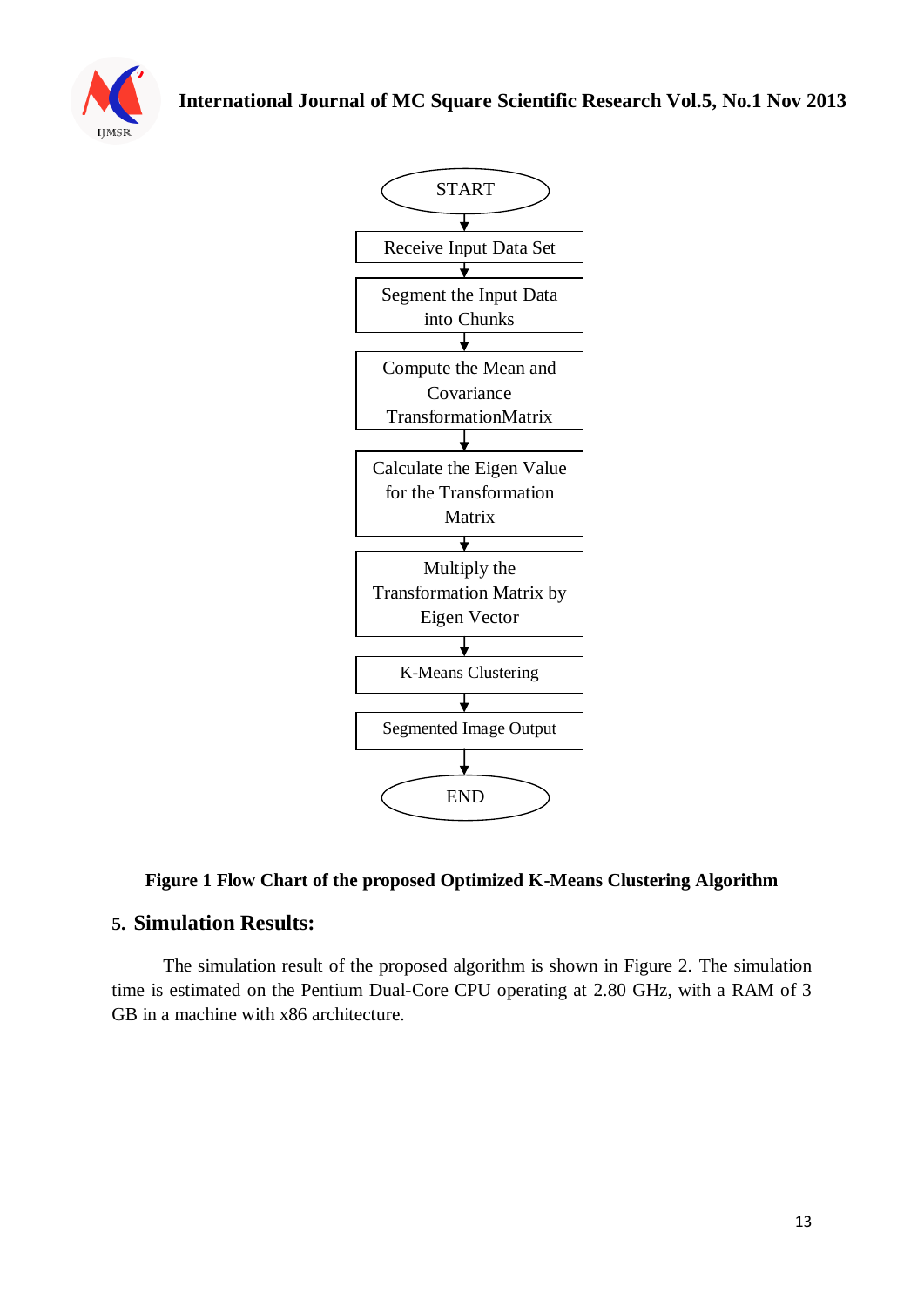START

Receive Input Data Set

Segment the Input Data into Chunks

Compute the Mean and Covariance TransformationMatrix

Calculate the Eigen Value for the Transformation Matrix

Multiply the Transformation Matrix by Eigen Vector

K-Means Clustering

Segmented Image Output

END

**Figure 1 Flow Chart of the proposed Optimized K-Means Clustering Algorithm**

## 5. Simulation Results:

The simulation result of the proposed algorithm is shown in Figure 2. The simulation time is estimated on the Pentium Dual-Core CPU operating at 2.80 GHz, with a RAM of 3 GB in a machine with x86 architecture.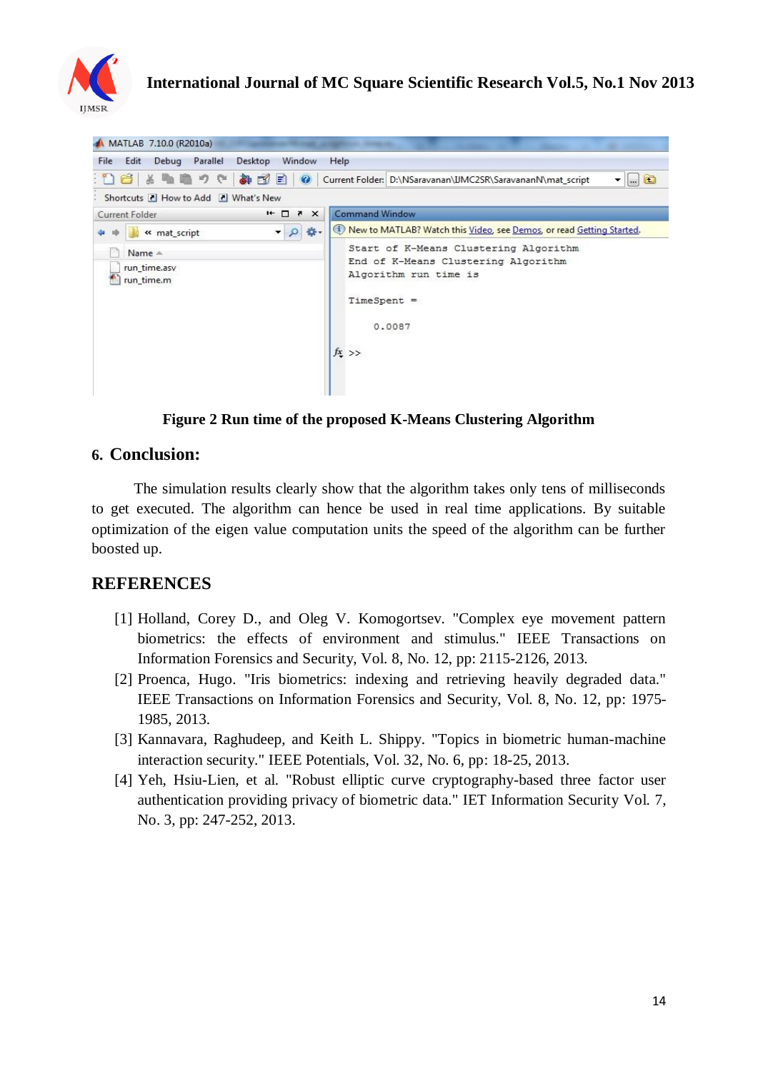Figure 2 Run time of the proposed K-Means Clustering Algorithm

## 6. Conclusion:

The simulation results clearly show that the algorithm takes only tens of milliseconds to get executed. The algorithm can hence be used in real time applications. By suitable optimization of the eigen value computation units the speed of the algorithm can be further boosted up.

## REFERENCES

[1] Holland, Corey D., and Oleg V. Komogortsev. "Complex eye movement pattern biometrics: the effects of environment and stimulus." IEEE Transactions on Information Forensics and Security, Vol. 8, No. 12, pp: 2115-2126, 2013.

[2] Proenca, Hugo. "Iris biometrics: indexing and retrieving heavily degraded data." IEEE Transactions on Information Forensics and Security, Vol. 8, No. 12, pp: 1975-1985, 2013.

[3] Kannavara, Raghudeep, and Keith L. Shippy. "Topics in biometric human-machine interaction security." IEEE Potentials, Vol. 32, No. 6, pp: 18-25, 2013.

[4] Yeh, Hsiu-Lien, et al. "Robust elliptic curve cryptography-based three factor user authentication providing privacy of biometric data." IET Information Security Vol. 7, No. 3, pp: 247-252, 2013.